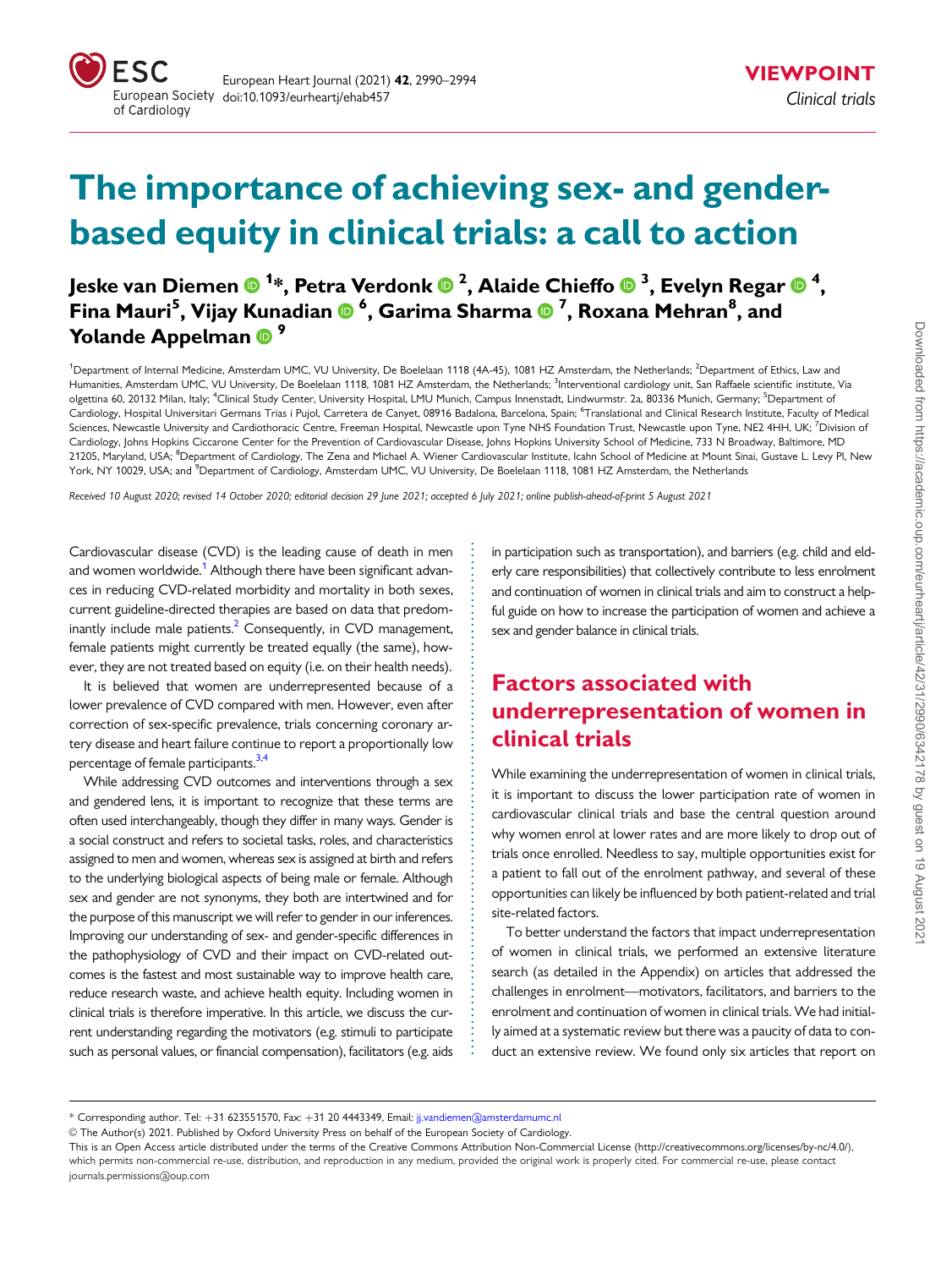VIEWPOINT
*Clinical trials*

# The importance of achieving sex- and gender-based equity in clinical trials: a call to action

**Jeske van Diemen [1]*, Petra Verdonk [2], Alaide Chieffo [3], Evelyn Regar [4], Fina Mauri[5], Vijay Kunadian [6], Garima Sharma [7], Roxana Mehran[8], and Yolande Appelman [9]**

[1]Department of Internal Medicine, Amsterdam UMC, VU University, De Boelelaan 1118 (4A-45), 1081 HZ Amsterdam, the Netherlands; [2]Department of Ethics, Law and Humanities, Amsterdam UMC, VU University, De Boelelaan 1118, 1081 HZ Amsterdam, the Netherlands; [3]Interventional cardiology unit, San Raffaele scientific institute, Via olgettina 60, 20132 Milan, Italy; [4]Clinical Study Center, University Hospital, LMU Munich, Campus Innenstadt, Lindwurmstr. 2a, 80336 Munich, Germany; [5]Department of Cardiology, Hospital Universitari Germans Trias i Pujol, Carretera de Canyet, 08916 Badalona, Barcelona, Spain; [6]Translational and Clinical Research Institute, Faculty of Medical Sciences, Newcastle University and Cardiothoracic Centre, Freeman Hospital, Newcastle upon Tyne NHS Foundation Trust, Newcastle upon Tyne, NE2 4HH, UK; [7]Division of Cardiology, Johns Hopkins Ciccarone Center for the Prevention of Cardiovascular Disease, Johns Hopkins University School of Medicine, 733 N Broadway, Baltimore, MD 21205, Maryland, USA; [8]Department of Cardiology, The Zena and Michael A. Wiener Cardiovascular Institute, Icahn School of Medicine at Mount Sinai, Gustave L. Levy Pl, New York, NY 10029, USA; and [9]Department of Cardiology, Amsterdam UMC, VU University, De Boelelaan 1118, 1081 HZ Amsterdam, the Netherlands

*Received 10 August 2020; revised 14 October 2020; editorial decision 29 June 2021; accepted 6 July 2021; online publish-ahead-of-print 5 August 2021*

Cardiovascular disease (CVD) is the leading cause of death in men and women worldwide.[1] Although there have been significant advances in reducing CVD-related morbidity and mortality in both sexes, current guideline-directed therapies are based on data that predominantly include male patients.[2] Consequently, in CVD management, female patients might currently be treated equally (the same), however, they are not treated based on equity (i.e. on their health needs).

It is believed that women are underrepresented because of a lower prevalence of CVD compared with men. However, even after correction of sex-specific prevalence, trials concerning coronary artery disease and heart failure continue to report a proportionally low percentage of female participants.[3,4]

While addressing CVD outcomes and interventions through a sex and gendered lens, it is important to recognize that these terms are often used interchangeably, though they differ in many ways. Gender is a social construct and refers to societal tasks, roles, and characteristics assigned to men and women, whereas sex is assigned at birth and refers to the underlying biological aspects of being male or female. Although sex and gender are not synonyms, they both are intertwined and for the purpose of this manuscript we will refer to gender in our inferences. Improving our understanding of sex- and gender-specific differences in the pathophysiology of CVD and their impact on CVD-related outcomes is the fastest and most sustainable way to improve health care, reduce research waste, and achieve health equity. Including women in clinical trials is therefore imperative. In this article, we discuss the current understanding regarding the motivators (e.g. stimuli to participate such as personal values, or financial compensation), facilitators (e.g. aids in participation such as transportation), and barriers (e.g. child and elderly care responsibilities) that collectively contribute to less enrolment and continuation of women in clinical trials and aim to construct a helpful guide on how to increase the participation of women and achieve a sex and gender balance in clinical trials.

## Factors associated with underrepresentation of women in clinical trials

While examining the underrepresentation of women in clinical trials, it is important to discuss the lower participation rate of women in cardiovascular clinical trials and base the central question around why women enrol at lower rates and are more likely to drop out of trials once enrolled. Needless to say, multiple opportunities exist for a patient to fall out of the enrolment pathway, and several of these opportunities can likely be influenced by both patient-related and trial site-related factors.

To better understand the factors that impact underrepresentation of women in clinical trials, we performed an extensive literature search (as detailed in the Appendix) on articles that addressed the challenges in enrolment—motivators, facilitators, and barriers to the enrolment and continuation of women in clinical trials. We had initially aimed at a systematic review but there was a paucity of data to conduct an extensive review. We found only six articles that report on

* Corresponding author. Tel: +31 623551570, Fax: +31 20 4443349, Email: jj.vandiemen@amsterdamumc.nl

© The Author(s) 2021. Published by Oxford University Press on behalf of the European Society of Cardiology.

This is an Open Access article distributed under the terms of the Creative Commons Attribution Non-Commercial License (http://creativecommons.org/licenses/by-nc/4.0/), which permits non-commercial re-use, distribution, and reproduction in any medium, provided the original work is properly cited. For commercial re-use, please contact journals.permissions@oup.com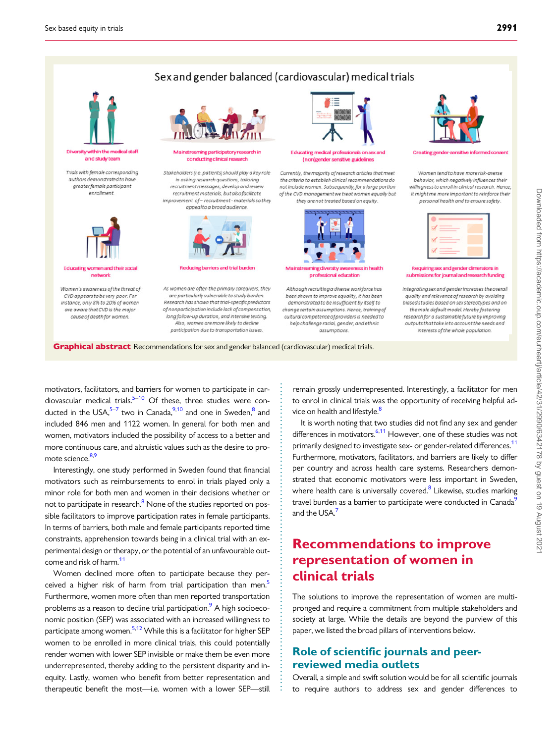**Sex and gender balanced (cardiovascular) medical trials**

**Diversity within the medical staff and study team**

Trials with female corresponding authors demonstrated to have greater female participant enrollment.

**Mainstreaming participatory research in conducting clinical research**

Stakeholders (i.e. patients) should play a key role in asking research questions, tailoring recruitment messages, develop and review recruitment materials, but also facilitate improvement of – recruitment - materials so they appeal to a broad audience.

**Educating medical professionals on sex and (non)gender sensitive guidelines**

Currently, the majority of research articles that meet the criteria to establish clinical recommendations do not include women. Subsequently, for a large portion of the CVD management we treat women equally but they are not treated based on equity.

**Creating gender-sensitive informed consent**

Women tend to have more risk-averse behavior, which negatively influences their willingness to enroll in clinical research. Hence, it might me more important to reinforce their personal health and to ensure safety.

**Educating women and their social network**

Women's awareness of the threat of CVD appears to be very poor. For instance, only 8% to 20% of women are aware that CVD is the major cause of death for women.

**Reducing barriers and trial burden**

As women are often the primary caregivers, they are particularly vulnerable to study burden. Research has shown that trial-specific predictors of nonparticipation include lack of compensation, long follow-up duration, and intensive testing. Also, women are more likely to decline participation due to transportation issues.

**Mainstreaming diversity awareness in health professional education**

Although recruiting a diverse workforce has been shown to improve equality, it has been demonstrated to be insufficient by itself to change certain assumptions. Hence, training of cultural competence of providers is needed to help challenge racial, gender, and ethnic assumptions.

**Requiring sex and gender dimensions in submissions for journal and research funding**

Integrating sex and gender increases the overall quality and relevance of research by avoiding biased studies based on sex stereotypes and on the male default model. Hereby fostering research for a sustainable future by improving outputs that take into account the needs and interests of the whole population.

**Graphical abstract** Recommendations for sex and gender balanced (cardiovascular) medical trials.

motivators, facilitators, and barriers for women to participate in cardiovascular medical trials.[5–10] Of these, three studies were conducted in the USA,[5–7] two in Canada,[9,10] and one in Sweden,[8] and included 846 men and 1122 women. In general for both men and women, motivators included the possibility of access to a better and more continuous care, and altruistic values such as the desire to promote science.[8,9]

Interestingly, one study performed in Sweden found that financial motivators such as reimbursements to enrol in trials played only a minor role for both men and women in their decisions whether or not to participate in research.[8] None of the studies reported on possible facilitators to improve participation rates in female participants. In terms of barriers, both male and female participants reported time constraints, apprehension towards being in a clinical trial with an experimental design or therapy, or the potential of an unfavourable outcome and risk of harm.[11]

Women declined more often to participate because they perceived a higher risk of harm from trial participation than men.[5] Furthermore, women more often than men reported transportation problems as a reason to decline trial participation.[9] A high socioeconomic position (SEP) was associated with an increased willingness to participate among women.[5,12] While this is a facilitator for higher SEP women to be enrolled in more clinical trials, this could potentially render women with lower SEP invisible or make them be even more underrepresented, thereby adding to the persistent disparity and inequity. Lastly, women who benefit from better representation and therapeutic benefit the most—i.e. women with a lower SEP—still remain grossly underrepresented. Interestingly, a facilitator for men to enrol in clinical trials was the opportunity of receiving helpful advice on health and lifestyle.[8]

It is worth noting that two studies did not find any sex and gender differences in motivators.[6,11] However, one of these studies was not primarily designed to investigate sex- or gender-related differences.[11] Furthermore, motivators, facilitators, and barriers are likely to differ per country and across health care systems. Researchers demonstrated that economic motivators were less important in Sweden, where health care is universally covered.[8] Likewise, studies marking travel burden as a barrier to participate were conducted in Canada[9] and the USA.[7]

# Recommendations to improve representation of women in clinical trials

The solutions to improve the representation of women are multipronged and require a commitment from multiple stakeholders and society at large. While the details are beyond the purview of this paper, we listed the broad pillars of interventions below.

## Role of scientific journals and peer-reviewed media outlets

Overall, a simple and swift solution would be for all scientific journals to require authors to address sex and gender differences to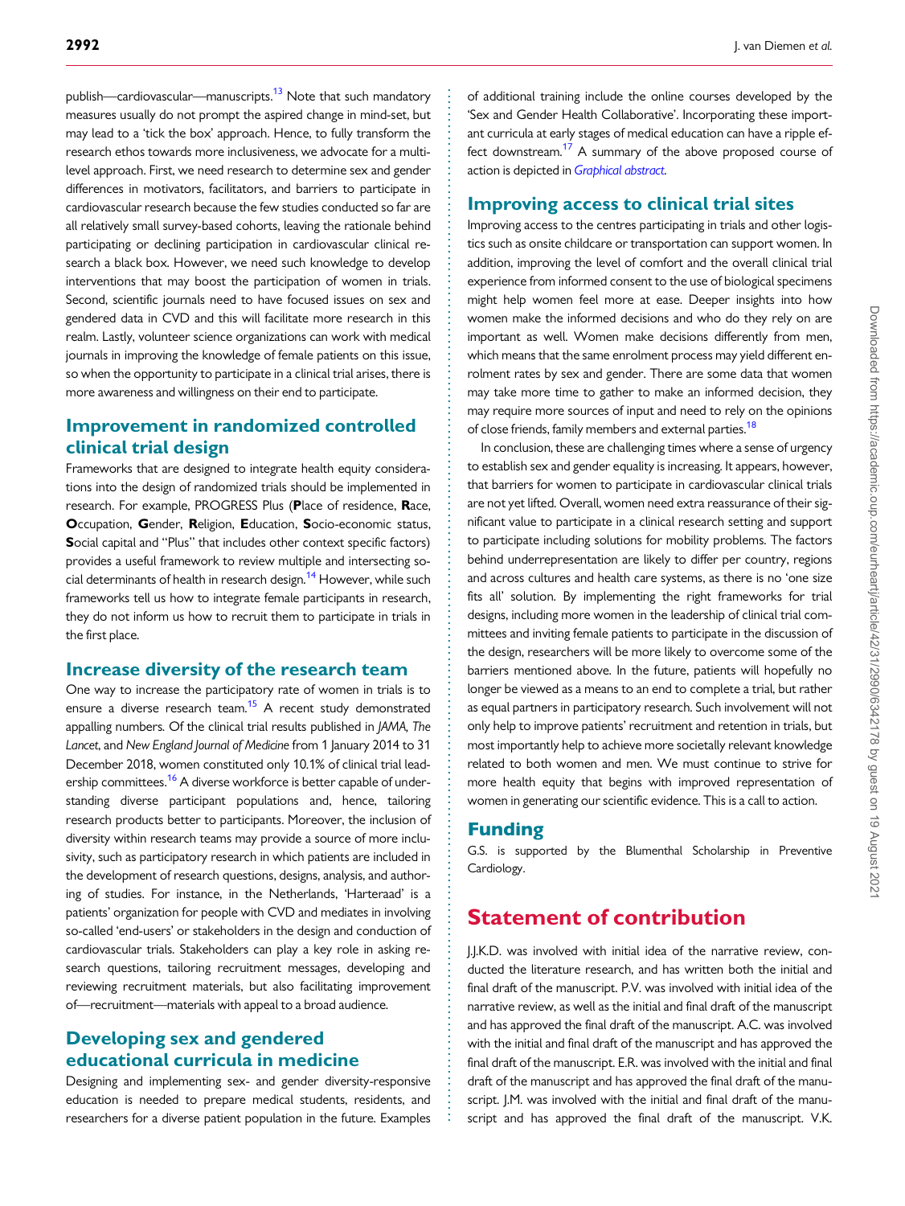publish—cardiovascular—manuscripts.[13] Note that such mandatory measures usually do not prompt the aspired change in mind-set, but may lead to a 'tick the box' approach. Hence, to fully transform the research ethos towards more inclusiveness, we advocate for a multilevel approach. First, we need research to determine sex and gender differences in motivators, facilitators, and barriers to participate in cardiovascular research because the few studies conducted so far are all relatively small survey-based cohorts, leaving the rationale behind participating or declining participation in cardiovascular clinical research a black box. However, we need such knowledge to develop interventions that may boost the participation of women in trials. Second, scientific journals need to have focused issues on sex and gendered data in CVD and this will facilitate more research in this realm. Lastly, volunteer science organizations can work with medical journals in improving the knowledge of female patients on this issue, so when the opportunity to participate in a clinical trial arises, there is more awareness and willingness on their end to participate.

## Improvement in randomized controlled clinical trial design

Frameworks that are designed to integrate health equity considerations into the design of randomized trials should be implemented in research. For example, PROGRESS Plus (**P**lace of residence, **R**ace, **O**ccupation, **G**ender, **R**eligion, **E**ducation, **S**ocio-economic status, **S**ocial capital and "Plus" that includes other context specific factors) provides a useful framework to review multiple and intersecting social determinants of health in research design.[14] However, while such frameworks tell us how to integrate female participants in research, they do not inform us how to recruit them to participate in trials in the first place.

## Increase diversity of the research team

One way to increase the participatory rate of women in trials is to ensure a diverse research team.[15] A recent study demonstrated appalling numbers. Of the clinical trial results published in *JAMA*, *The Lancet*, and *New England Journal of Medicine* from 1 January 2014 to 31 December 2018, women constituted only 10.1% of clinical trial leadership committees.[16] A diverse workforce is better capable of understanding diverse participant populations and, hence, tailoring research products better to participants. Moreover, the inclusion of diversity within research teams may provide a source of more inclusivity, such as participatory research in which patients are included in the development of research questions, designs, analysis, and authoring of studies. For instance, in the Netherlands, 'Harteraad' is a patients' organization for people with CVD and mediates in involving so-called 'end-users' or stakeholders in the design and conduction of cardiovascular trials. Stakeholders can play a key role in asking research questions, tailoring recruitment messages, developing and reviewing recruitment materials, but also facilitating improvement of—recruitment—materials with appeal to a broad audience.

## Developing sex and gendered educational curricula in medicine

Designing and implementing sex- and gender diversity-responsive education is needed to prepare medical students, residents, and researchers for a diverse patient population in the future. Examples of additional training include the online courses developed by the 'Sex and Gender Health Collaborative'. Incorporating these important curricula at early stages of medical education can have a ripple effect downstream.[17] A summary of the above proposed course of action is depicted in *Graphical abstract*.

## Improving access to clinical trial sites

Improving access to the centres participating in trials and other logistics such as onsite childcare or transportation can support women. In addition, improving the level of comfort and the overall clinical trial experience from informed consent to the use of biological specimens might help women feel more at ease. Deeper insights into how women make the informed decisions and who do they rely on are important as well. Women make decisions differently from men, which means that the same enrolment process may yield different enrolment rates by sex and gender. There are some data that women may take more time to gather to make an informed decision, they may require more sources of input and need to rely on the opinions of close friends, family members and external parties.[18]

In conclusion, these are challenging times where a sense of urgency to establish sex and gender equality is increasing. It appears, however, that barriers for women to participate in cardiovascular clinical trials are not yet lifted. Overall, women need extra reassurance of their significant value to participate in a clinical research setting and support to participate including solutions for mobility problems. The factors behind underrepresentation are likely to differ per country, regions and across cultures and health care systems, as there is no 'one size fits all' solution. By implementing the right frameworks for trial designs, including more women in the leadership of clinical trial committees and inviting female patients to participate in the discussion of the design, researchers will be more likely to overcome some of the barriers mentioned above. In the future, patients will hopefully no longer be viewed as a means to an end to complete a trial, but rather as equal partners in participatory research. Such involvement will not only help to improve patients' recruitment and retention in trials, but most importantly help to achieve more societally relevant knowledge related to both women and men. We must continue to strive for more health equity that begins with improved representation of women in generating our scientific evidence. This is a call to action.

## Funding

G.S. is supported by the Blumenthal Scholarship in Preventive Cardiology.

# Statement of contribution

J.J.K.D. was involved with initial idea of the narrative review, conducted the literature research, and has written both the initial and final draft of the manuscript. P.V. was involved with initial idea of the narrative review, as well as the initial and final draft of the manuscript and has approved the final draft of the manuscript. A.C. was involved with the initial and final draft of the manuscript and has approved the final draft of the manuscript. E.R. was involved with the initial and final draft of the manuscript and has approved the final draft of the manuscript. J.M. was involved with the initial and final draft of the manuscript and has approved the final draft of the manuscript. V.K.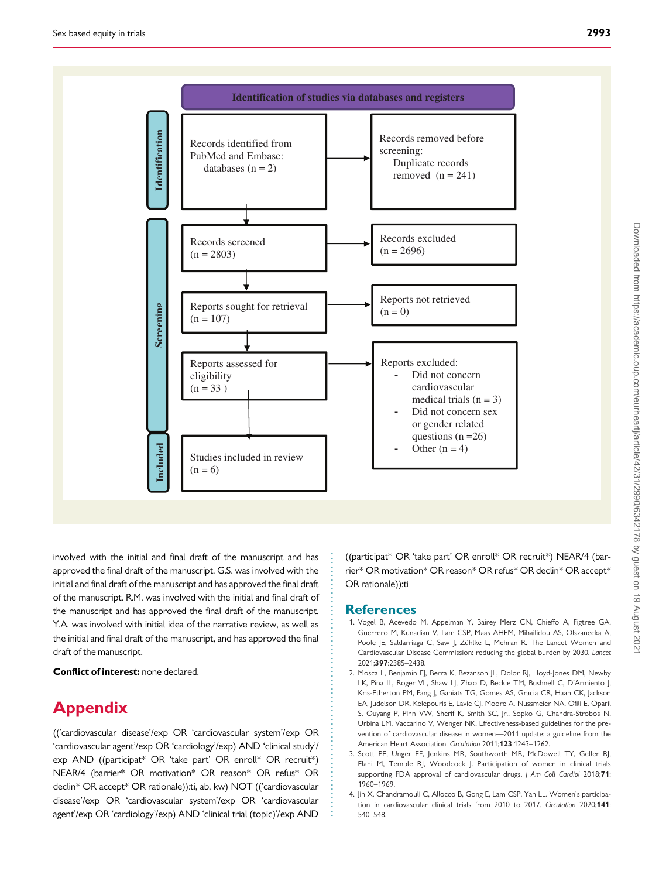Identification of studies via databases and registers

**Identification**

Records identified from PubMed and Embase: databases (n = 2)

Records removed before screening: Duplicate records removed (n = 241)

**Screening**

Records screened (n = 2803)

Records excluded (n = 2696)

Reports sought for retrieval (n = 107)

Reports not retrieved (n = 0)

Reports assessed for eligibility (n = 33 )

Reports excluded:
- Did not concern cardiovascular medical trials (n = 3)
- Did not concern sex or gender related questions (n =26)
- Other (n = 4)

**Included**

Studies included in review (n = 6)

involved with the initial and final draft of the manuscript and has approved the final draft of the manuscript. G.S. was involved with the initial and final draft of the manuscript and has approved the final draft of the manuscript. R.M. was involved with the initial and final draft of the manuscript and has approved the final draft of the manuscript. Y.A. was involved with initial idea of the narrative review, as well as the initial and final draft of the manuscript, and has approved the final draft of the manuscript.

**Conflict of interest:** none declared.

# Appendix

(('cardiovascular disease'/exp OR 'cardiovascular system'/exp OR 'cardiovascular agent'/exp OR 'cardiology'/exp) AND 'clinical study'/exp AND ((participat* OR 'take part' OR enroll* OR recruit*) NEAR/4 (barrier* OR motivation* OR reason* OR refus* OR declin* OR accept* OR rationale)):ti, ab, kw) NOT (('cardiovascular disease'/exp OR 'cardiovascular system'/exp OR 'cardiovascular agent'/exp OR 'cardiology'/exp) AND 'clinical trial (topic)'/exp AND ((participat* OR 'take part' OR enroll* OR recruit*) NEAR/4 (barrier* OR motivation* OR reason* OR refus* OR declin* OR accept* OR rationale)):ti

## References

1. Vogel B, Acevedo M, Appelman Y, Bairey Merz CN, Chieffo A, Figtree GA, Guerrero M, Kunadian V, Lam CSP, Maas AHEM, Mihailidou AS, Olszanecka A, Poole JE, Saldarriaga C, Saw J, Zühlke L, Mehran R. The Lancet Women and Cardiovascular Disease Commission: reducing the global burden by 2030. *Lancet* 2021;**397**:2385–2438.
2. Mosca L, Benjamin EJ, Berra K, Bezanson JL, Dolor RJ, Lloyd-Jones DM, Newby LK, Pina IL, Roger VL, Shaw LJ, Zhao D, Beckie TM, Bushnell C, D'Armiento J, Kris-Etherton PM, Fang J, Ganiats TG, Gomes AS, Gracia CR, Haan CK, Jackson EA, Judelson DR, Kelepouris E, Lavie CJ, Moore A, Nussmeier NA, Ofili E, Oparil S, Ouyang P, Pinn VW, Sherif K, Smith SC, Jr., Sopko G, Chandra-Strobos N, Urbina EM, Vaccarino V, Wenger NK. Effectiveness-based guidelines for the prevention of cardiovascular disease in women—2011 update: a guideline from the American Heart Association. *Circulation* 2011;**123**:1243–1262.
3. Scott PE, Unger EF, Jenkins MR, Southworth MR, McDowell TY, Geller RJ, Elahi M, Temple RJ, Woodcock J. Participation of women in clinical trials supporting FDA approval of cardiovascular drugs. *J Am Coll Cardiol* 2018;**71**:1960–1969.
4. Jin X, Chandramouli C, Allocco B, Gong E, Lam CSP, Yan LL. Women's participation in cardiovascular clinical trials from 2010 to 2017. *Circulation* 2020;**141**:540–548.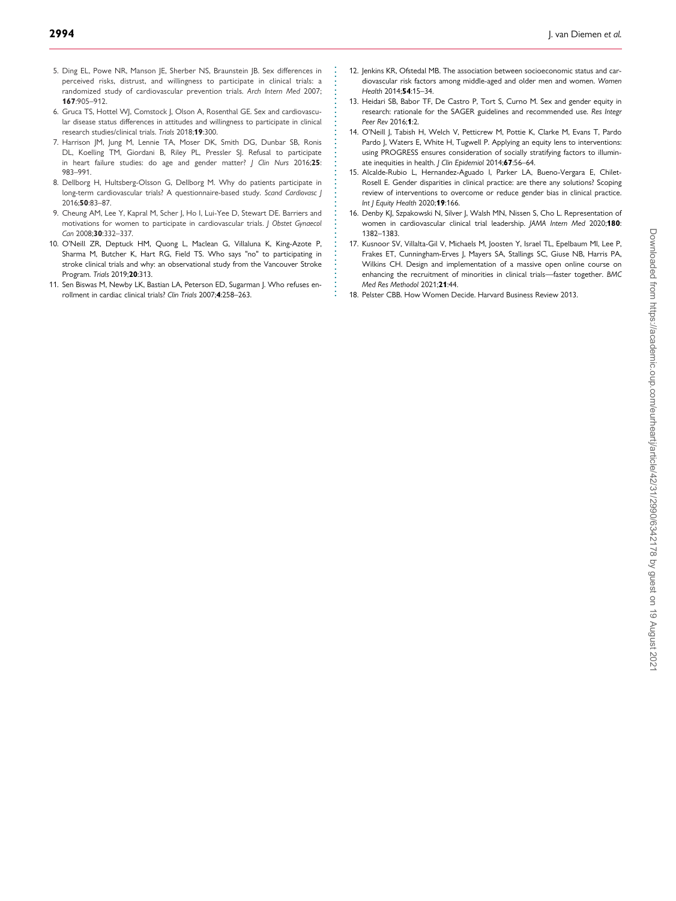5. Ding EL, Powe NR, Manson JE, Sherber NS, Braunstein JB. Sex differences in perceived risks, distrust, and willingness to participate in clinical trials: a randomized study of cardiovascular prevention trials. *Arch Intern Med* 2007;**167**:905–912.
6. Gruca TS, Hottel WJ, Comstock J, Olson A, Rosenthal GE. Sex and cardiovascular disease status differences in attitudes and willingness to participate in clinical research studies/clinical trials. *Trials* 2018;**19**:300.
7. Harrison JM, Jung M, Lennie TA, Moser DK, Smith DG, Dunbar SB, Ronis DL, Koelling TM, Giordani B, Riley PL, Pressler SJ. Refusal to participate in heart failure studies: do age and gender matter? *J Clin Nurs* 2016;**25**:983–991.
8. Dellborg H, Hultsberg-Olsson G, Dellborg M. Why do patients participate in long-term cardiovascular trials? A questionnaire-based study. *Scand Cardiovasc J* 2016;**50**:83–87.
9. Cheung AM, Lee Y, Kapral M, Scher J, Ho I, Lui-Yee D, Stewart DE. Barriers and motivations for women to participate in cardiovascular trials. *J Obstet Gynaecol Can* 2008;**30**:332–337.
10. O'Neill ZR, Deptuck HM, Quong L, Maclean G, Villaluna K, King-Azote P, Sharma M, Butcher K, Hart RG, Field TS. Who says "no" to participating in stroke clinical trials and why: an observational study from the Vancouver Stroke Program. *Trials* 2019;**20**:313.
11. Sen Biswas M, Newby LK, Bastian LA, Peterson ED, Sugarman J. Who refuses enrollment in cardiac clinical trials? *Clin Trials* 2007;**4**:258–263.
12. Jenkins KR, Ofstedal MB. The association between socioeconomic status and cardiovascular risk factors among middle-aged and older men and women. *Women Health* 2014;**54**:15–34.
13. Heidari SB, Babor TF, De Castro P, Tort S, Curno M. Sex and gender equity in research: rationale for the SAGER guidelines and recommended use. *Res Integr Peer Rev* 2016;**1**:2.
14. O'Neill J, Tabish H, Welch V, Petticrew M, Pottie K, Clarke M, Evans T, Pardo Pardo J, Waters E, White H, Tugwell P. Applying an equity lens to interventions: using PROGRESS ensures consideration of socially stratifying factors to illuminate inequities in health. *J Clin Epidemiol* 2014;**67**:56–64.
15. Alcalde-Rubio L, Hernandez-Aguado I, Parker LA, Bueno-Vergara E, Chilet-Rosell E. Gender disparities in clinical practice: are there any solutions? Scoping review of interventions to overcome or reduce gender bias in clinical practice. *Int J Equity Health* 2020;**19**:166.
16. Denby KJ, Szpakowski N, Silver J, Walsh MN, Nissen S, Cho L. Representation of women in cardiovascular clinical trial leadership. *JAMA Intern Med* 2020;**180**:1382–1383.
17. Kusnoor SV, Villalta-Gil V, Michaels M, Joosten Y, Israel TL, Epelbaum MI, Lee P, Frakes ET, Cunningham-Erves J, Mayers SA, Stallings SC, Giuse NB, Harris PA, Wilkins CH. Design and implementation of a massive open online course on enhancing the recruitment of minorities in clinical trials—faster together. *BMC Med Res Methodol* 2021;**21**:44.
18. Pelster CBB. How Women Decide. Harvard Business Review 2013.